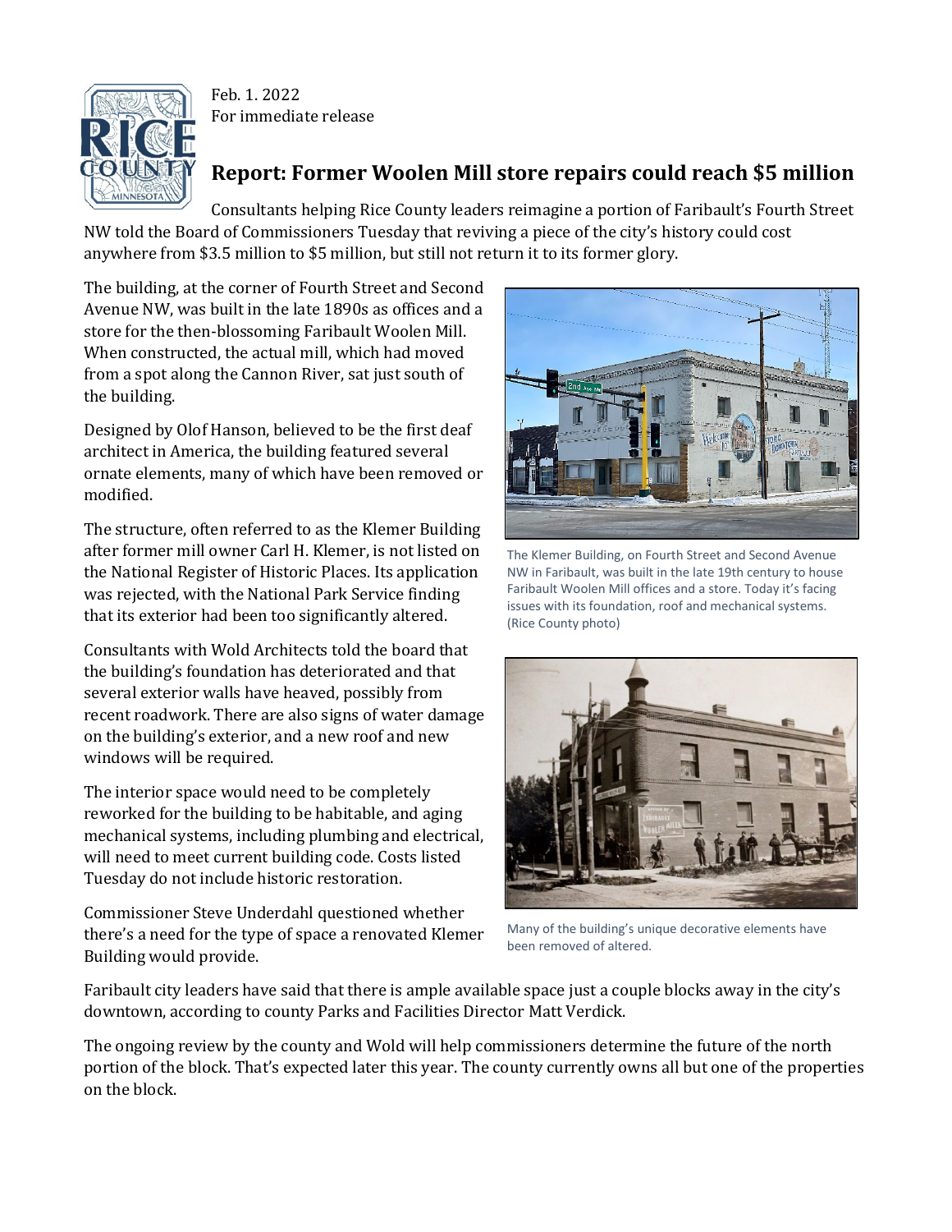Feb. 1. 2022
For immediate release

# Report: Former Woolen Mill store repairs could reach $5 million

Consultants helping Rice County leaders reimagine a portion of Faribault's Fourth Street NW told the Board of Commissioners Tuesday that reviving a piece of the city's history could cost anywhere from $3.5 million to $5 million, but still not return it to its former glory.

The building, at the corner of Fourth Street and Second Avenue NW, was built in the late 1890s as offices and a store for the then-blossoming Faribault Woolen Mill. When constructed, the actual mill, which had moved from a spot along the Cannon River, sat just south of the building.

Designed by Olof Hanson, believed to be the first deaf architect in America, the building featured several ornate elements, many of which have been removed or modified.

The structure, often referred to as the Klemer Building after former mill owner Carl H. Klemer, is not listed on the National Register of Historic Places. Its application was rejected, with the National Park Service finding that its exterior had been too significantly altered.

The Klemer Building, on Fourth Street and Second Avenue NW in Faribault, was built in the late 19th century to house Faribault Woolen Mill offices and a store. Today it's facing issues with its foundation, roof and mechanical systems. (Rice County photo)

Consultants with Wold Architects told the board that the building's foundation has deteriorated and that several exterior walls have heaved, possibly from recent roadwork. There are also signs of water damage on the building's exterior, and a new roof and new windows will be required.

The interior space would need to be completely reworked for the building to be habitable, and aging mechanical systems, including plumbing and electrical, will need to meet current building code. Costs listed Tuesday do not include historic restoration.

Commissioner Steve Underdahl questioned whether there's a need for the type of space a renovated Klemer Building would provide.

Many of the building's unique decorative elements have been removed of altered.

Faribault city leaders have said that there is ample available space just a couple blocks away in the city's downtown, according to county Parks and Facilities Director Matt Verdick.

The ongoing review by the county and Wold will help commissioners determine the future of the north portion of the block. That's expected later this year. The county currently owns all but one of the properties on the block.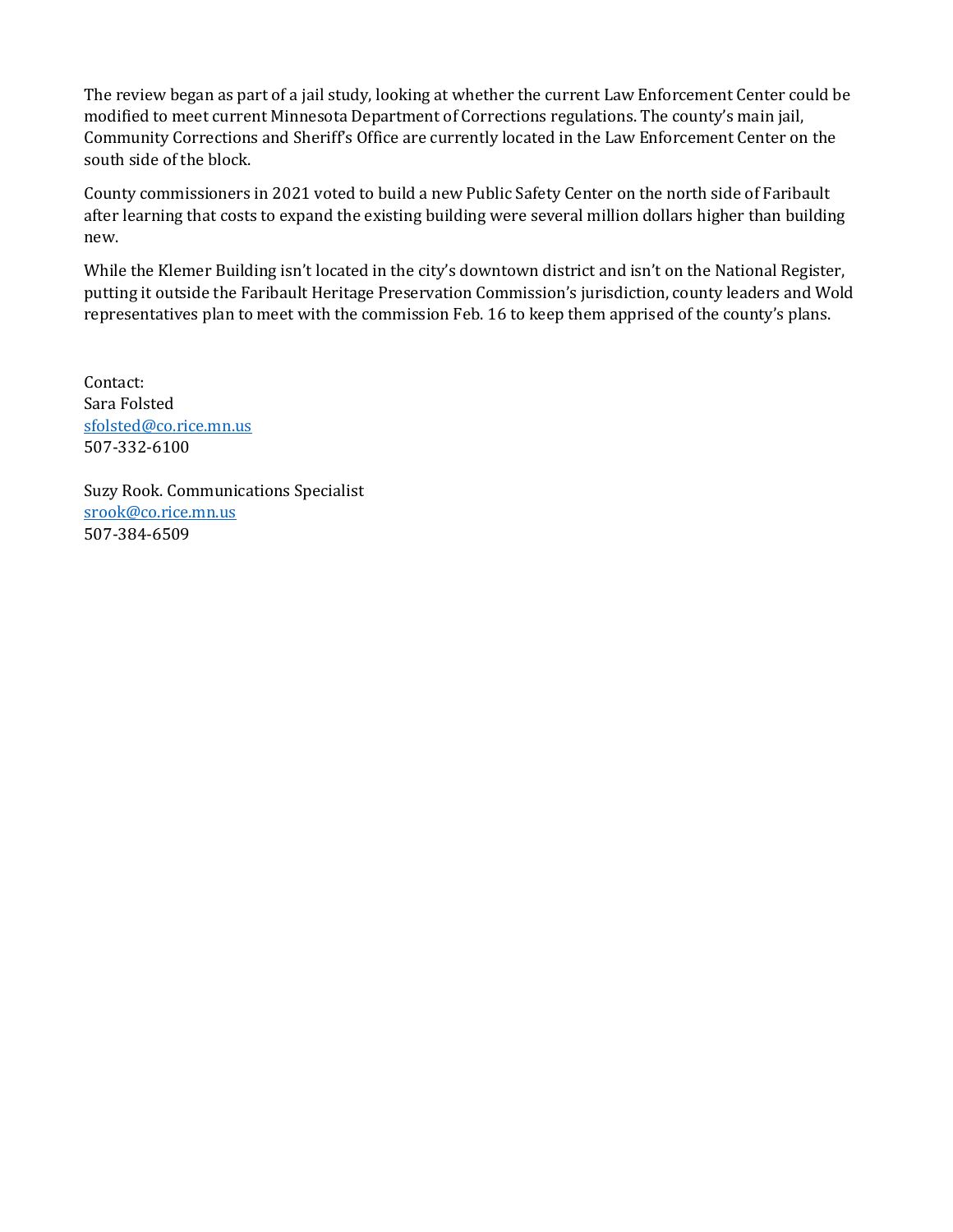The review began as part of a jail study, looking at whether the current Law Enforcement Center could be modified to meet current Minnesota Department of Corrections regulations. The county's main jail, Community Corrections and Sheriff's Office are currently located in the Law Enforcement Center on the south side of the block.

County commissioners in 2021 voted to build a new Public Safety Center on the north side of Faribault after learning that costs to expand the existing building were several million dollars higher than building new.

While the Klemer Building isn't located in the city's downtown district and isn't on the National Register, putting it outside the Faribault Heritage Preservation Commission's jurisdiction, county leaders and Wold representatives plan to meet with the commission Feb. 16 to keep them apprised of the county's plans.

Contact:
Sara Folsted
sfolsted@co.rice.mn.us
507-332-6100

Suzy Rook. Communications Specialist
srook@co.rice.mn.us
507-384-6509